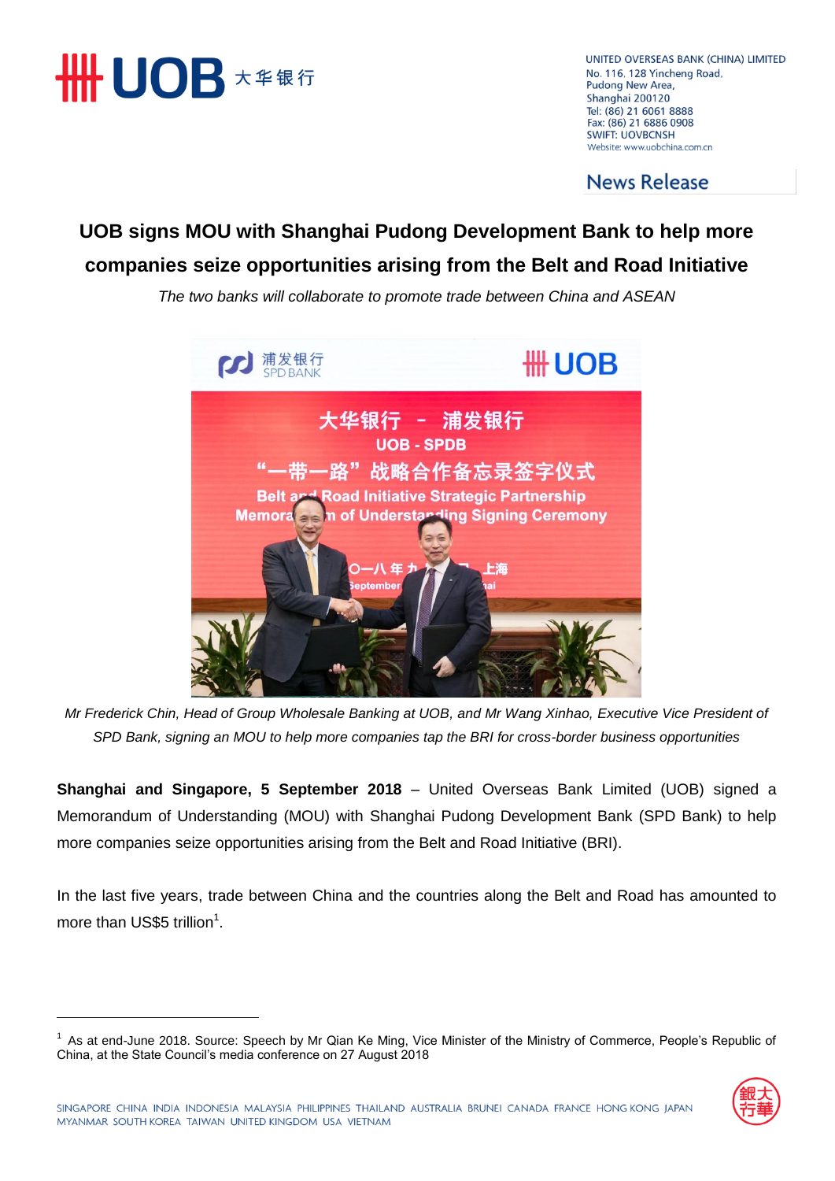UNITED OVERSEAS BANK (CHINA) LIMITED
No. 116, 128 Yincheng Road,
Pudong New Area,
Shanghai 200120
Tel: (86) 21 6061 8888
Fax: (86) 21 6886 0908
SWIFT: UOVBCNSH
Website: www.uobchina.com.cn

News Release

# UOB signs MOU with Shanghai Pudong Development Bank to help more companies seize opportunities arising from the Belt and Road Initiative

*The two banks will collaborate to promote trade between China and ASEAN*

*Mr Frederick Chin, Head of Group Wholesale Banking at UOB, and Mr Wang Xinhao, Executive Vice President of SPD Bank, signing an MOU to help more companies tap the BRI for cross-border business opportunities*

**Shanghai and Singapore, 5 September 2018** – United Overseas Bank Limited (UOB) signed a Memorandum of Understanding (MOU) with Shanghai Pudong Development Bank (SPD Bank) to help more companies seize opportunities arising from the Belt and Road Initiative (BRI).

In the last five years, trade between China and the countries along the Belt and Road has amounted to more than US$5 trillion[1].

[1] As at end-June 2018. Source: Speech by Mr Qian Ke Ming, Vice Minister of the Ministry of Commerce, People's Republic of China, at the State Council's media conference on 27 August 2018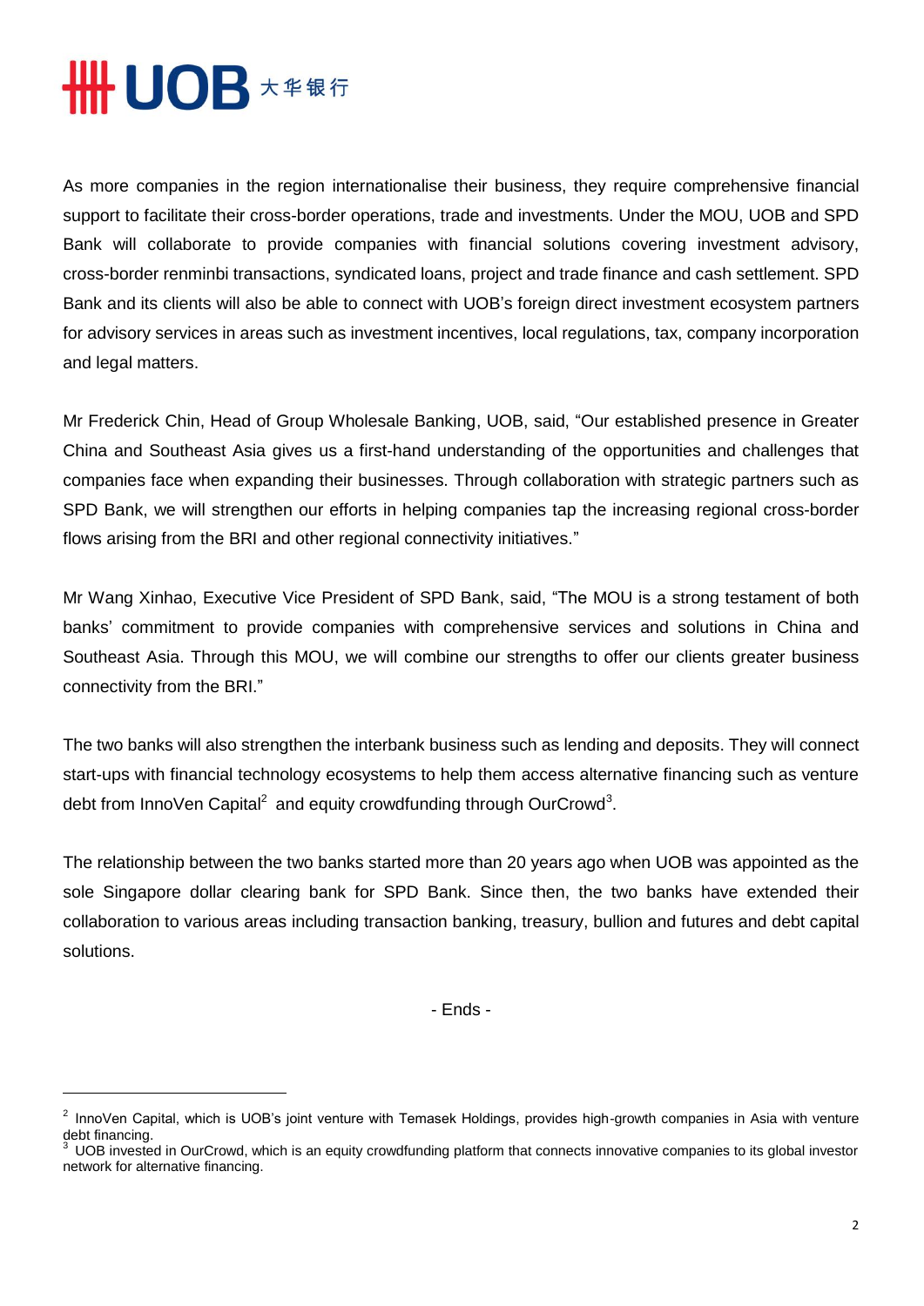As more companies in the region internationalise their business, they require comprehensive financial support to facilitate their cross-border operations, trade and investments. Under the MOU, UOB and SPD Bank will collaborate to provide companies with financial solutions covering investment advisory, cross-border renminbi transactions, syndicated loans, project and trade finance and cash settlement. SPD Bank and its clients will also be able to connect with UOB's foreign direct investment ecosystem partners for advisory services in areas such as investment incentives, local regulations, tax, company incorporation and legal matters.

Mr Frederick Chin, Head of Group Wholesale Banking, UOB, said, "Our established presence in Greater China and Southeast Asia gives us a first-hand understanding of the opportunities and challenges that companies face when expanding their businesses. Through collaboration with strategic partners such as SPD Bank, we will strengthen our efforts in helping companies tap the increasing regional cross-border flows arising from the BRI and other regional connectivity initiatives."

Mr Wang Xinhao, Executive Vice President of SPD Bank, said, "The MOU is a strong testament of both banks' commitment to provide companies with comprehensive services and solutions in China and Southeast Asia. Through this MOU, we will combine our strengths to offer our clients greater business connectivity from the BRI."

The two banks will also strengthen the interbank business such as lending and deposits. They will connect start-ups with financial technology ecosystems to help them access alternative financing such as venture debt from InnoVen Capital[2] and equity crowdfunding through OurCrowd[3].

The relationship between the two banks started more than 20 years ago when UOB was appointed as the sole Singapore dollar clearing bank for SPD Bank. Since then, the two banks have extended their collaboration to various areas including transaction banking, treasury, bullion and futures and debt capital solutions.

- Ends -

---

[2] InnoVen Capital, which is UOB's joint venture with Temasek Holdings, provides high-growth companies in Asia with venture debt financing.

[3] UOB invested in OurCrowd, which is an equity crowdfunding platform that connects innovative companies to its global investor network for alternative financing.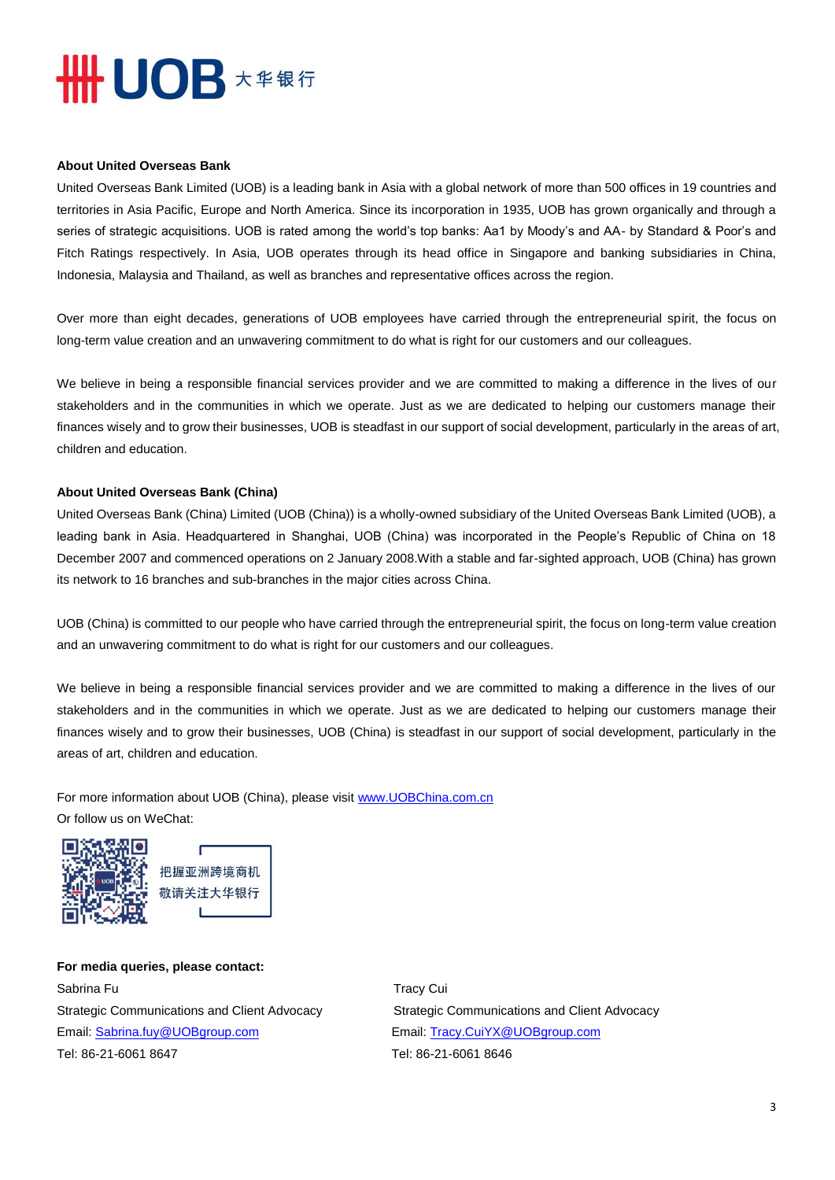**About United Overseas Bank**

United Overseas Bank Limited (UOB) is a leading bank in Asia with a global network of more than 500 offices in 19 countries and territories in Asia Pacific, Europe and North America. Since its incorporation in 1935, UOB has grown organically and through a series of strategic acquisitions. UOB is rated among the world's top banks: Aa1 by Moody's and AA- by Standard & Poor's and Fitch Ratings respectively. In Asia, UOB operates through its head office in Singapore and banking subsidiaries in China, Indonesia, Malaysia and Thailand, as well as branches and representative offices across the region.

Over more than eight decades, generations of UOB employees have carried through the entrepreneurial spirit, the focus on long-term value creation and an unwavering commitment to do what is right for our customers and our colleagues.

We believe in being a responsible financial services provider and we are committed to making a difference in the lives of our stakeholders and in the communities in which we operate. Just as we are dedicated to helping our customers manage their finances wisely and to grow their businesses, UOB is steadfast in our support of social development, particularly in the areas of art, children and education.

**About United Overseas Bank (China)**

United Overseas Bank (China) Limited (UOB (China)) is a wholly-owned subsidiary of the United Overseas Bank Limited (UOB), a leading bank in Asia. Headquartered in Shanghai, UOB (China) was incorporated in the People's Republic of China on 18 December 2007 and commenced operations on 2 January 2008.With a stable and far-sighted approach, UOB (China) has grown its network to 16 branches and sub-branches in the major cities across China.

UOB (China) is committed to our people who have carried through the entrepreneurial spirit, the focus on long-term value creation and an unwavering commitment to do what is right for our customers and our colleagues.

We believe in being a responsible financial services provider and we are committed to making a difference in the lives of our stakeholders and in the communities in which we operate. Just as we are dedicated to helping our customers manage their finances wisely and to grow their businesses, UOB (China) is steadfast in our support of social development, particularly in the areas of art, children and education.

For more information about UOB (China), please visit www.UOBChina.com.cn
Or follow us on WeChat:

把握亚洲跨境商机
敬请关注大华银行

**For media queries, please contact:**

Sabrina Fu
Strategic Communications and Client Advocacy
Email: Sabrina.fuy@UOBgroup.com
Tel: 86-21-6061 8647

Tracy Cui
Strategic Communications and Client Advocacy
Email: Tracy.CuiYX@UOBgroup.com
Tel: 86-21-6061 8646